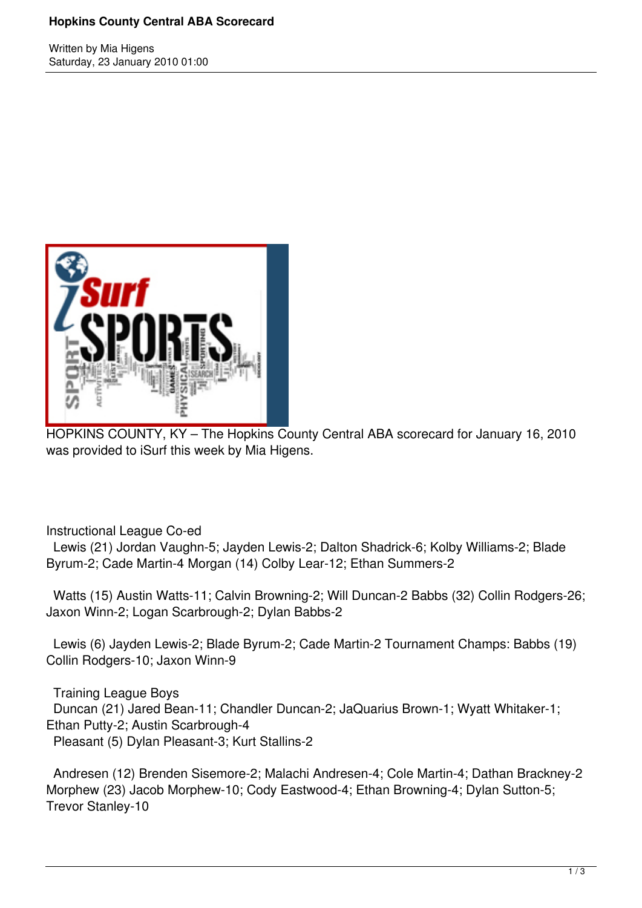# Hopkins County Central ABA Scorecard

Written by Mia Higens
Saturday, 23 January 2010 01:00

HOPKINS COUNTY, KY – The Hopkins County Central ABA scorecard for January 16, 2010 was provided to iSurf this week by Mia Higens.

Instructional League Co-ed

Lewis (21) Jordan Vaughn-5; Jayden Lewis-2; Dalton Shadrick-6; Kolby Williams-2; Blade Byrum-2; Cade Martin-4 Morgan (14) Colby Lear-12; Ethan Summers-2

Watts (15) Austin Watts-11; Calvin Browning-2; Will Duncan-2 Babbs (32) Collin Rodgers-26; Jaxon Winn-2; Logan Scarbrough-2; Dylan Babbs-2

Lewis (6) Jayden Lewis-2; Blade Byrum-2; Cade Martin-2 Tournament Champs: Babbs (19) Collin Rodgers-10; Jaxon Winn-9

Training League Boys

Duncan (21) Jared Bean-11; Chandler Duncan-2; JaQuarius Brown-1; Wyatt Whitaker-1; Ethan Putty-2; Austin Scarbrough-4

Pleasant (5) Dylan Pleasant-3; Kurt Stallins-2

Andresen (12) Brenden Sisemore-2; Malachi Andresen-4; Cole Martin-4; Dathan Brackney-2 Morphew (23) Jacob Morphew-10; Cody Eastwood-4; Ethan Browning-4; Dylan Sutton-5; Trevor Stanley-10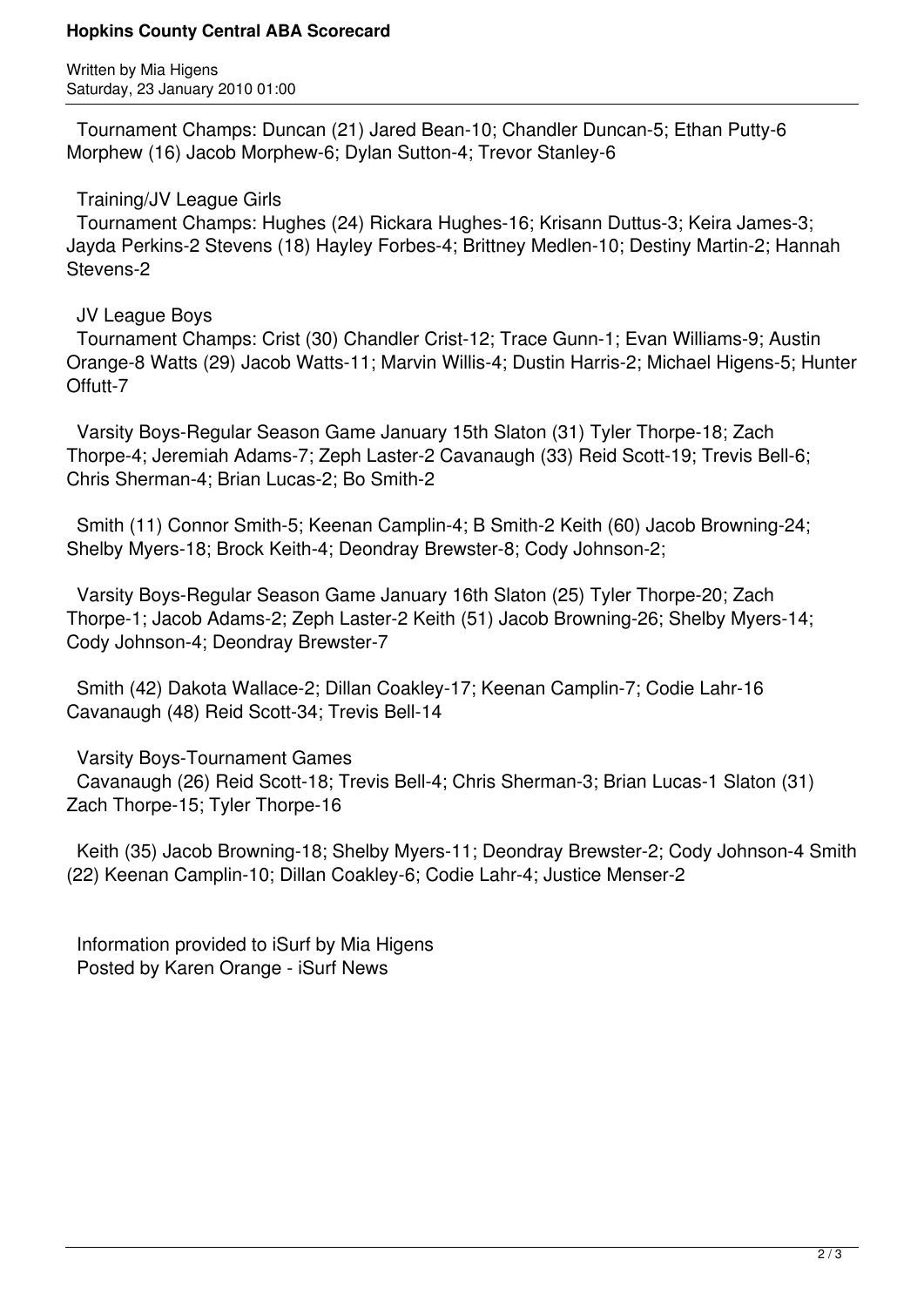Tournament Champs: Duncan (21) Jared Bean-10; Chandler Duncan-5; Ethan Putty-6 Morphew (16) Jacob Morphew-6; Dylan Sutton-4; Trevor Stanley-6

Training/JV League Girls

Tournament Champs: Hughes (24) Rickara Hughes-16; Krisann Duttus-3; Keira James-3; Jayda Perkins-2 Stevens (18) Hayley Forbes-4; Brittney Medlen-10; Destiny Martin-2; Hannah Stevens-2

JV League Boys

Tournament Champs: Crist (30) Chandler Crist-12; Trace Gunn-1; Evan Williams-9; Austin Orange-8 Watts (29) Jacob Watts-11; Marvin Willis-4; Dustin Harris-2; Michael Higens-5; Hunter Offutt-7

Varsity Boys-Regular Season Game January 15th Slaton (31) Tyler Thorpe-18; Zach Thorpe-4; Jeremiah Adams-7; Zeph Laster-2 Cavanaugh (33) Reid Scott-19; Trevis Bell-6; Chris Sherman-4; Brian Lucas-2; Bo Smith-2

Smith (11) Connor Smith-5; Keenan Camplin-4; B Smith-2 Keith (60) Jacob Browning-24; Shelby Myers-18; Brock Keith-4; Deondray Brewster-8; Cody Johnson-2;

Varsity Boys-Regular Season Game January 16th Slaton (25) Tyler Thorpe-20; Zach Thorpe-1; Jacob Adams-2; Zeph Laster-2 Keith (51) Jacob Browning-26; Shelby Myers-14; Cody Johnson-4; Deondray Brewster-7

Smith (42) Dakota Wallace-2; Dillan Coakley-17; Keenan Camplin-7; Codie Lahr-16 Cavanaugh (48) Reid Scott-34; Trevis Bell-14

Varsity Boys-Tournament Games

Cavanaugh (26) Reid Scott-18; Trevis Bell-4; Chris Sherman-3; Brian Lucas-1 Slaton (31) Zach Thorpe-15; Tyler Thorpe-16

Keith (35) Jacob Browning-18; Shelby Myers-11; Deondray Brewster-2; Cody Johnson-4 Smith (22) Keenan Camplin-10; Dillan Coakley-6; Codie Lahr-4; Justice Menser-2

Information provided to iSurf by Mia Higens
Posted by Karen Orange - iSurf News